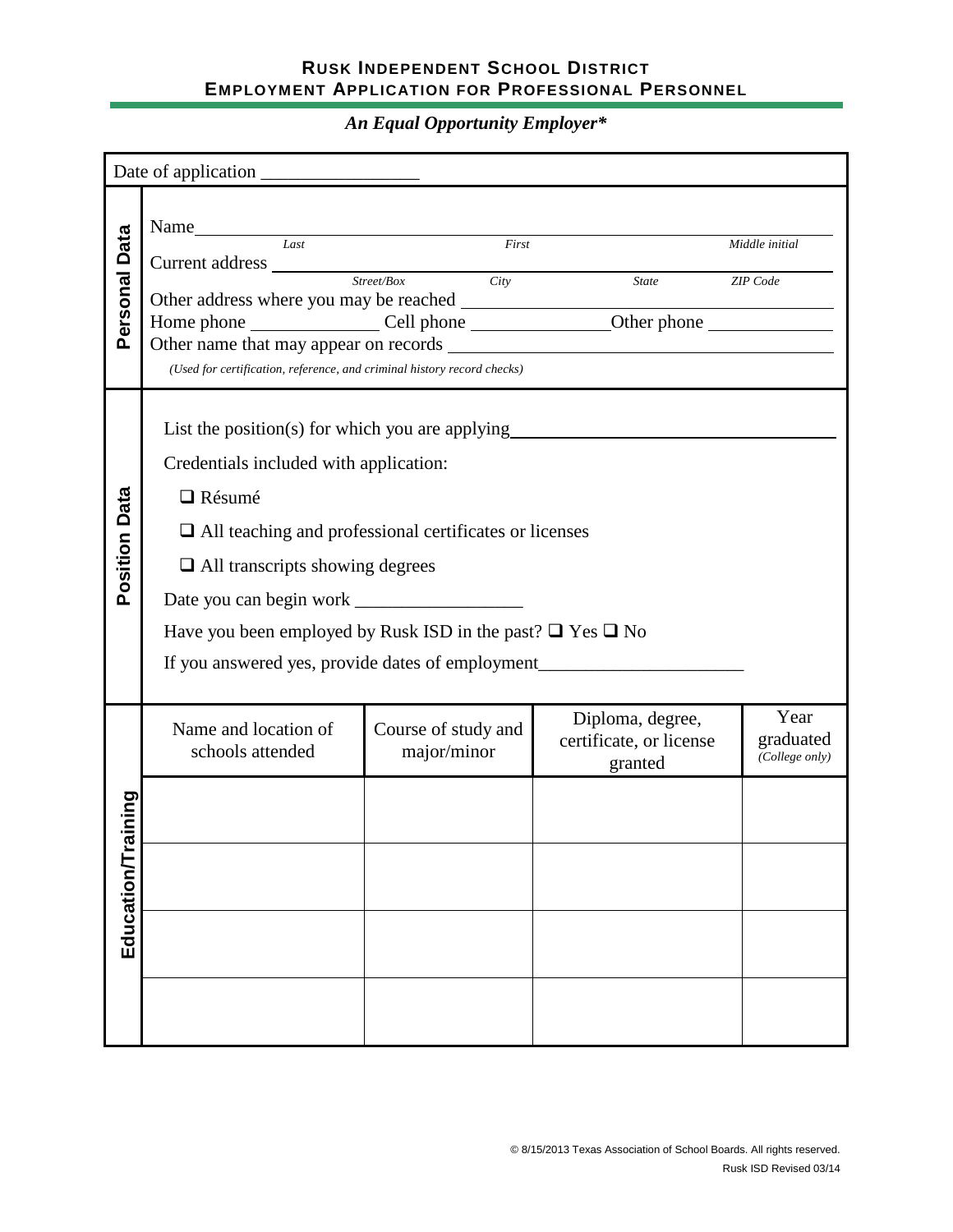# RUSK INDEPENDENT SCHOOL DISTRICT
## EMPLOYMENT APPLICATION FOR PROFESSIONAL PERSONNEL

***An Equal Opportunity Employer****

Date of application _________________

### Personal Data

Name ______________________________________________
*Last* *First* *Middle initial*

Current address ______________________________________________
*Street/Box* *City* *State* *ZIP Code*

Other address where you may be reached ______________________________

Home phone ______________ Cell phone _______________ Other phone ______________

Other name that may appear on records ______________________________

*(Used for certification, reference, and criminal history record checks)*

### Position Data

List the position(s) for which you are applying ______________________________

Credentials included with application:

- ❑ Résumé
- ❑ All teaching and professional certificates or licenses
- ❑ All transcripts showing degrees

Date you can begin work __________________

Have you been employed by Rusk ISD in the past? ❑ Yes ❑ No

If you answered yes, provide dates of employment ______________________

### Education/Training

| Name and location of schools attended | Course of study and major/minor | Diploma, degree, certificate, or license granted | Year graduated *(College only)* |
|---|---|---|---|
| | | | |
| | | | |
| | | | |
| | | | |

© 8/15/2013 Texas Association of School Boards. All rights reserved.
Rusk ISD Revised 03/14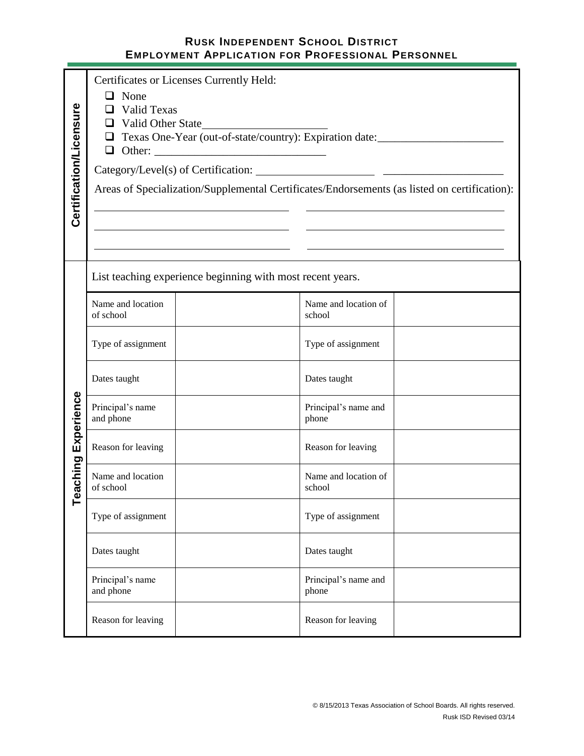## RUSK INDEPENDENT SCHOOL DISTRICT
## EMPLOYMENT APPLICATION FOR PROFESSIONAL PERSONNEL

### Certification/Licensure

Certificates or Licenses Currently Held:

- ❑ None
- ❑ Valid Texas
- ❑ Valid Other State\_\_\_\_\_\_\_\_\_\_\_\_\_\_\_\_\_\_\_\_\_
- ❑ Texas One-Year (out-of-state/country): Expiration date:\_\_\_\_\_\_\_\_\_\_\_\_\_\_\_\_\_\_\_\_\_\_
- ❑ Other: \_\_\_\_\_\_\_\_\_\_\_\_\_\_\_\_\_\_\_\_\_\_\_\_\_\_\_\_\_\_

Category/Level(s) of Certification: \_\_\_\_\_\_\_\_\_\_\_\_\_\_\_\_\_\_\_\_\_ \_\_\_\_\_\_\_\_\_\_\_\_\_\_\_\_\_\_\_\_\_

Areas of Specialization/Supplemental Certificates/Endorsements (as listed on certification):

\_\_\_\_\_\_\_\_\_\_\_\_\_\_\_\_\_\_\_\_\_\_\_\_\_\_\_\_\_\_ \_\_\_\_\_\_\_\_\_\_\_\_\_\_\_\_\_\_\_\_\_\_\_\_\_\_\_\_\_\_

\_\_\_\_\_\_\_\_\_\_\_\_\_\_\_\_\_\_\_\_\_\_\_\_\_\_\_\_\_\_ \_\_\_\_\_\_\_\_\_\_\_\_\_\_\_\_\_\_\_\_\_\_\_\_\_\_\_\_\_\_

\_\_\_\_\_\_\_\_\_\_\_\_\_\_\_\_\_\_\_\_\_\_\_\_\_\_\_\_\_\_ \_\_\_\_\_\_\_\_\_\_\_\_\_\_\_\_\_\_\_\_\_\_\_\_\_\_\_\_\_\_

### Teaching Experience

List teaching experience beginning with most recent years.

| | | | |
|---|---|---|---|
| Name and location of school | | Name and location of school | |
| Type of assignment | | Type of assignment | |
| Dates taught | | Dates taught | |
| Principal's name and phone | | Principal's name and phone | |
| Reason for leaving | | Reason for leaving | |
| Name and location of school | | Name and location of school | |
| Type of assignment | | Type of assignment | |
| Dates taught | | Dates taught | |
| Principal's name and phone | | Principal's name and phone | |
| Reason for leaving | | Reason for leaving | |

© 8/15/2013 Texas Association of School Boards. All rights reserved.
Rusk ISD Revised 03/14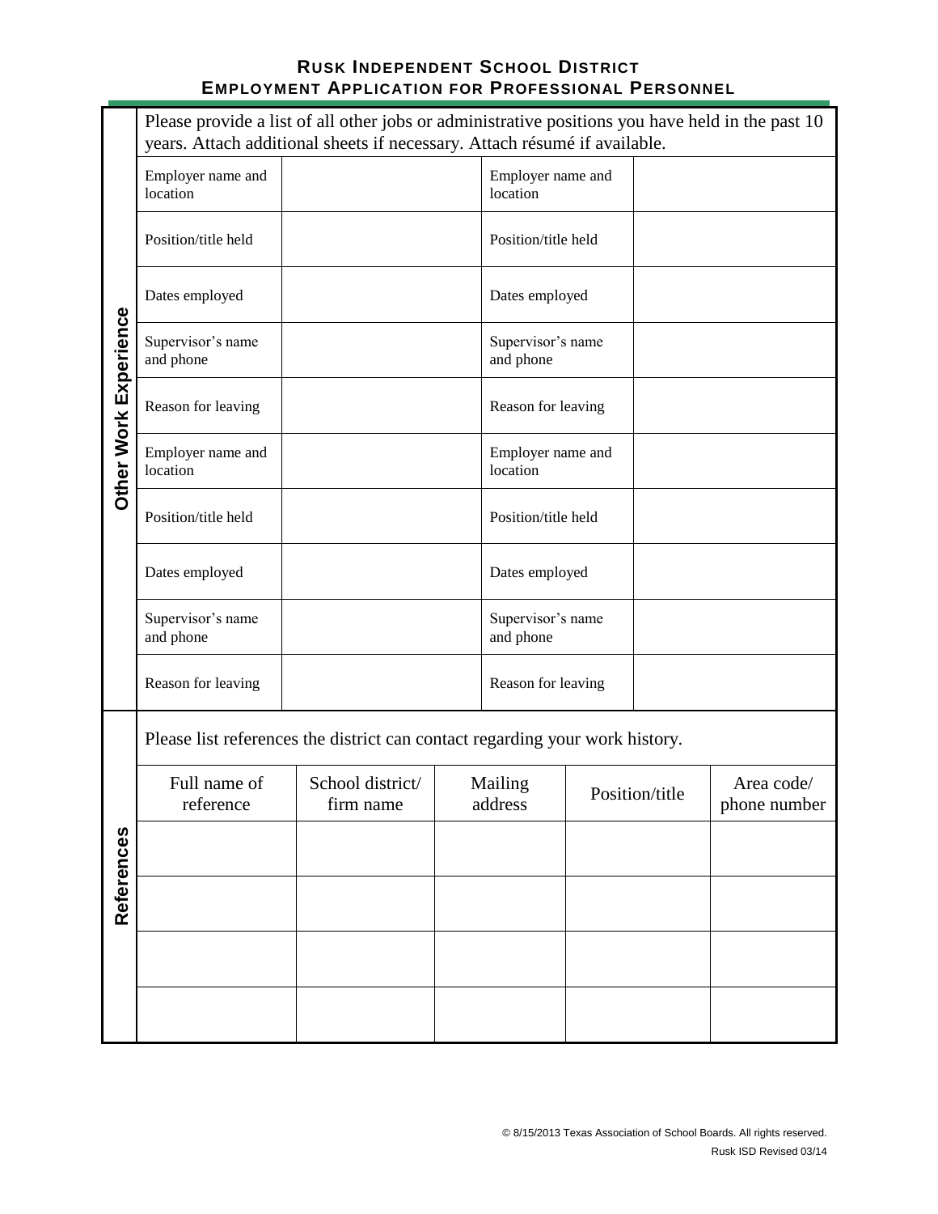# RUSK INDEPENDENT SCHOOL DISTRICT
## EMPLOYMENT APPLICATION FOR PROFESSIONAL PERSONNEL

### Other Work Experience

Please provide a list of all other jobs or administrative positions you have held in the past 10 years. Attach additional sheets if necessary. Attach résumé if available.

| | | | |
|---|---|---|---|
| Employer name and location | | Employer name and location | |
| Position/title held | | Position/title held | |
| Dates employed | | Dates employed | |
| Supervisor's name and phone | | Supervisor's name and phone | |
| Reason for leaving | | Reason for leaving | |
| Employer name and location | | Employer name and location | |
| Position/title held | | Position/title held | |
| Dates employed | | Dates employed | |
| Supervisor's name and phone | | Supervisor's name and phone | |
| Reason for leaving | | Reason for leaving | |

### References

Please list references the district can contact regarding your work history.

| Full name of reference | School district/ firm name | Mailing address | Position/title | Area code/ phone number |
|---|---|---|---|---|
| | | | | |
| | | | | |
| | | | | |
| | | | | |

© 8/15/2013 Texas Association of School Boards. All rights reserved.
Rusk ISD Revised 03/14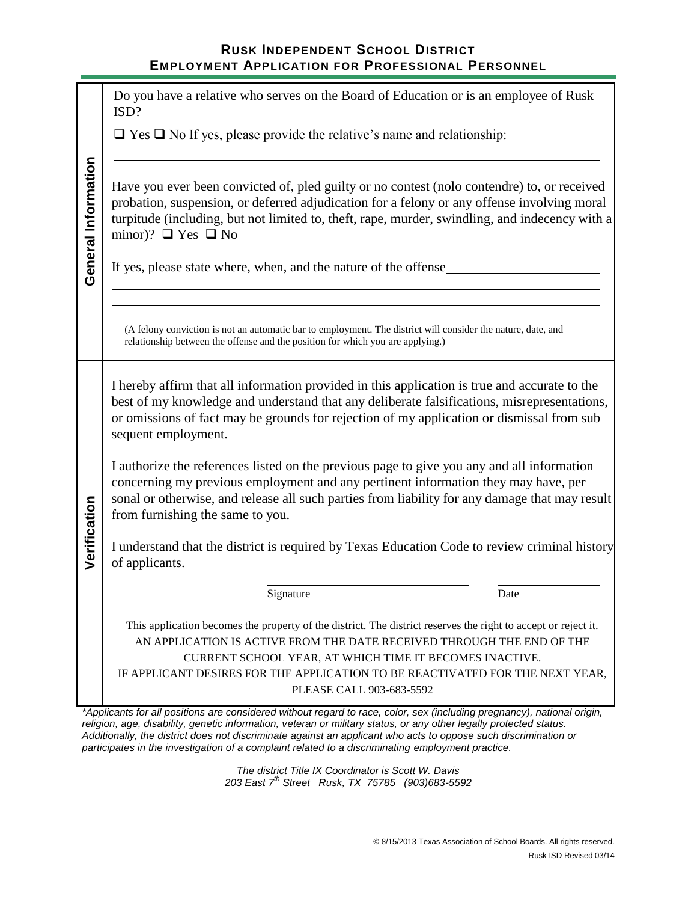## RUSK INDEPENDENT SCHOOL DISTRICT
## EMPLOYMENT APPLICATION FOR PROFESSIONAL PERSONNEL

### General Information

Do you have a relative who serves on the Board of Education or is an employee of Rusk ISD?

❑ Yes ❑ No If yes, please provide the relative's name and relationship: ______________

_______________________________________________________________

Have you ever been convicted of, pled guilty or no contest (nolo contendre) to, or received probation, suspension, or deferred adjudication for a felony or any offense involving moral turpitude (including, but not limited to, theft, rape, murder, swindling, and indecency with a minor)? ❑ Yes ❑ No

If yes, please state where, when, and the nature of the offense______________________

_______________________________________________________________

_______________________________________________________________

_______________________________________________________________

(A felony conviction is not an automatic bar to employment. The district will consider the nature, date, and relationship between the offense and the position for which you are applying.)

### Verification

I hereby affirm that all information provided in this application is true and accurate to the best of my knowledge and understand that any deliberate falsifications, misrepresentations, or omissions of fact may be grounds for rejection of my application or dismissal from sub sequent employment.

I authorize the references listed on the previous page to give you any and all information concerning my previous employment and any pertinent information they may have, per sonal or otherwise, and release all such parties from liability for any damage that may result from furnishing the same to you.

I understand that the district is required by Texas Education Code to review criminal history of applicants.

________________________________ ________________

Signature Date

This application becomes the property of the district. The district reserves the right to accept or reject it.
AN APPLICATION IS ACTIVE FROM THE DATE RECEIVED THROUGH THE END OF THE CURRENT SCHOOL YEAR, AT WHICH TIME IT BECOMES INACTIVE.
IF APPLICANT DESIRES FOR THE APPLICATION TO BE REACTIVATED FOR THE NEXT YEAR, PLEASE CALL 903-683-5592

*\*Applicants for all positions are considered without regard to race, color, sex (including pregnancy), national origin, religion, age, disability, genetic information, veteran or military status, or any other legally protected status. Additionally, the district does not discriminate against an applicant who acts to oppose such discrimination or participates in the investigation of a complaint related to a discriminating employment practice.*

*The district Title IX Coordinator is Scott W. Davis*
*203 East 7th Street Rusk, TX 75785 (903)683-5592*

© 8/15/2013 Texas Association of School Boards. All rights reserved.
Rusk ISD Revised 03/14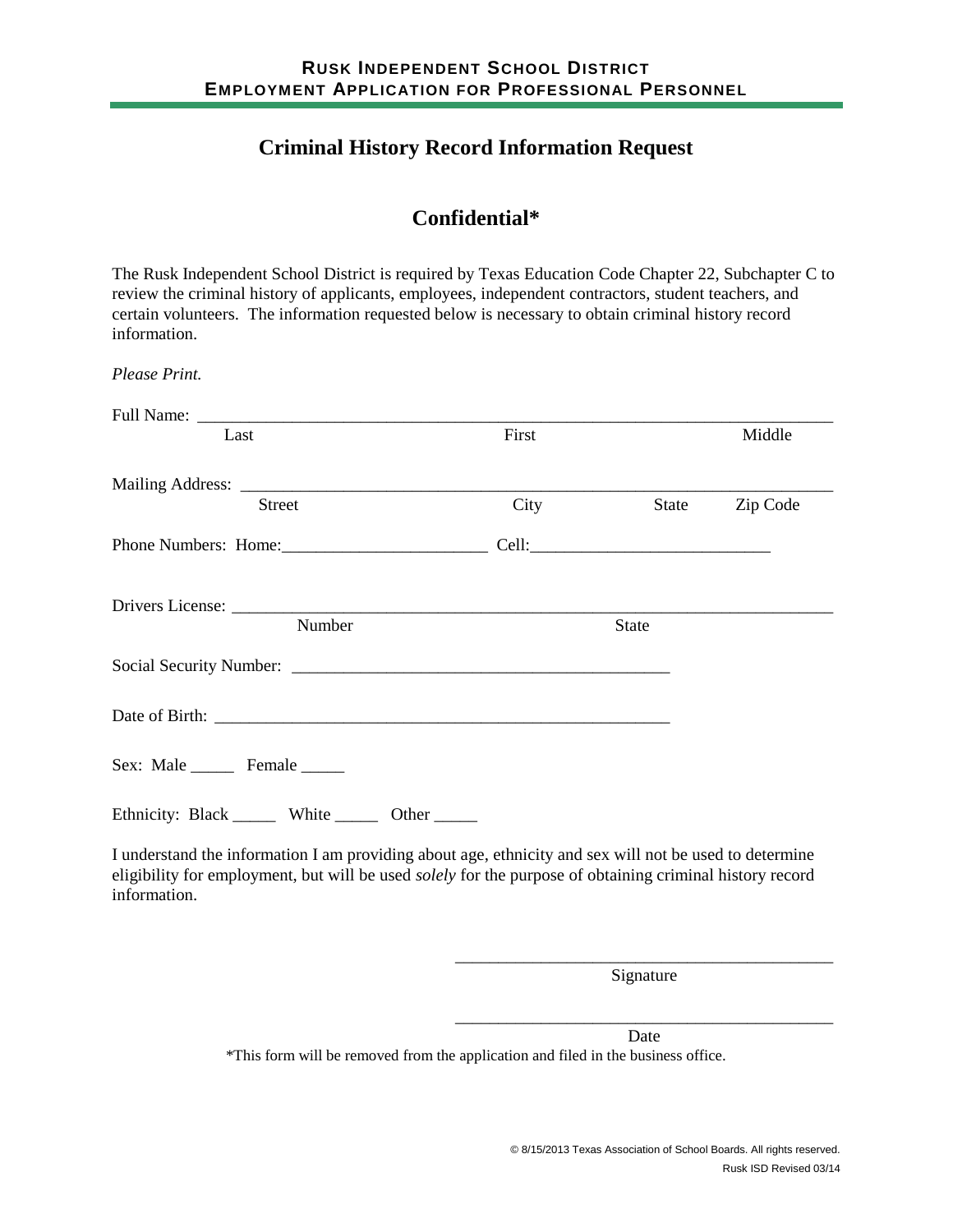**RUSK INDEPENDENT SCHOOL DISTRICT**
**EMPLOYMENT APPLICATION FOR PROFESSIONAL PERSONNEL**

# Criminal History Record Information Request

## Confidential*

The Rusk Independent School District is required by Texas Education Code Chapter 22, Subchapter C to review the criminal history of applicants, employees, independent contractors, student teachers, and certain volunteers. The information requested below is necessary to obtain criminal history record information.

*Please Print.*

Full Name: ___________________________________________________________________________
Last First Middle

Mailing Address: ______________________________________________________________________
Street City State Zip Code

Phone Numbers: Home:________________________ Cell:____________________________

Drivers License: _______________________________________________________________________
Number State

Social Security Number: ____________________________________________

Date of Birth: ______________________________________________________

Sex: Male _____ Female _____

Ethnicity: Black _____ White _____ Other _____

I understand the information I am providing about age, ethnicity and sex will not be used to determine eligibility for employment, but will be used *solely* for the purpose of obtaining criminal history record information.

____________________________________________
Signature

____________________________________________
Date

*This form will be removed from the application and filed in the business office.

© 8/15/2013 Texas Association of School Boards. All rights reserved.
Rusk ISD Revised 03/14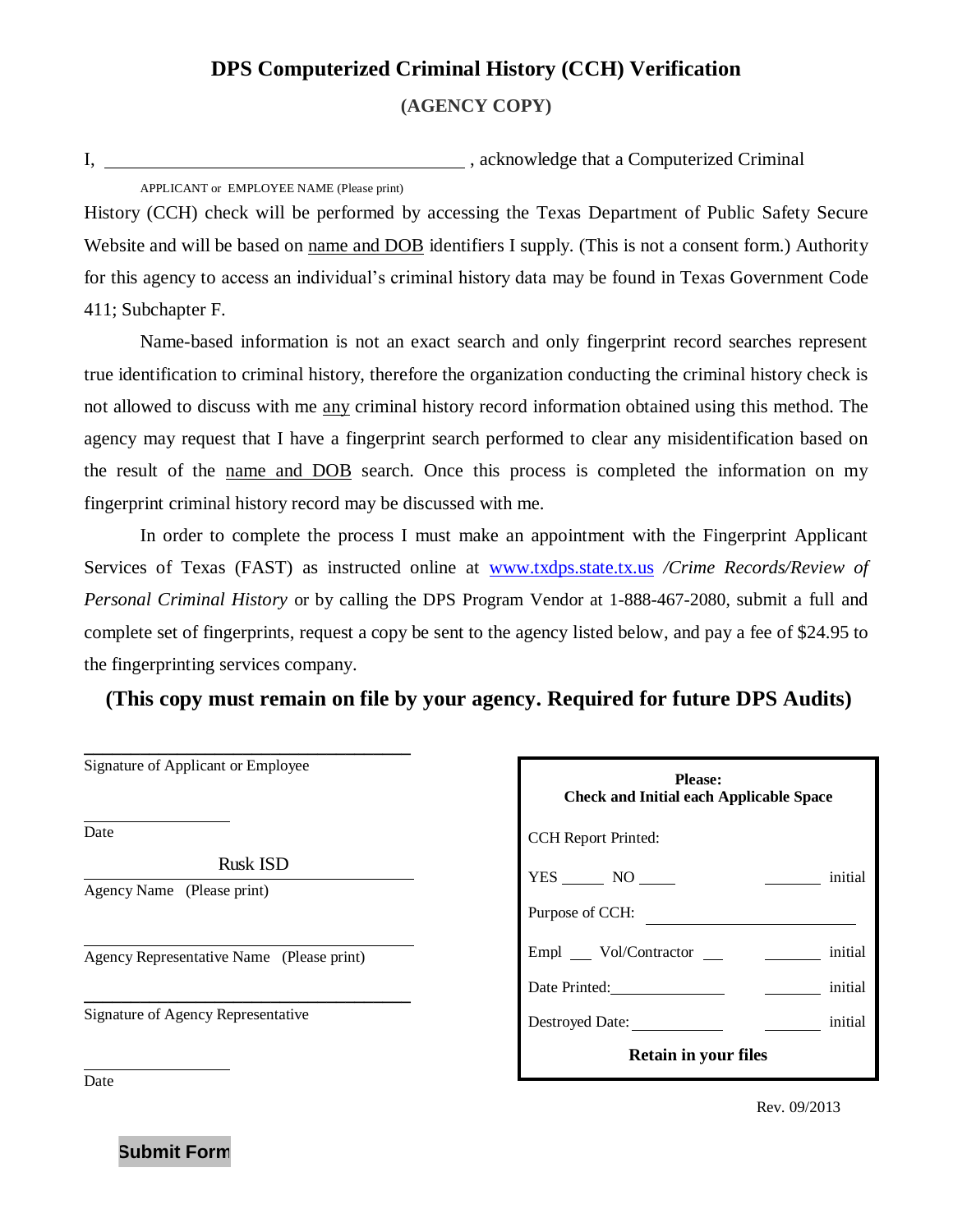# DPS Computerized Criminal History (CCH) Verification

**(AGENCY COPY)**

I, ________________________________________ , acknowledge that a Computerized Criminal

APPLICANT or EMPLOYEE NAME (Please print)

History (CCH) check will be performed by accessing the Texas Department of Public Safety Secure Website and will be based on name and DOB identifiers I supply. (This is not a consent form.) Authority for this agency to access an individual's criminal history data may be found in Texas Government Code 411; Subchapter F.

Name-based information is not an exact search and only fingerprint record searches represent true identification to criminal history, therefore the organization conducting the criminal history check is not allowed to discuss with me any criminal history record information obtained using this method. The agency may request that I have a fingerprint search performed to clear any misidentification based on the result of the name and DOB search. Once this process is completed the information on my fingerprint criminal history record may be discussed with me.

In order to complete the process I must make an appointment with the Fingerprint Applicant Services of Texas (FAST) as instructed online at www.txdps.state.tx.us */Crime Records/Review of Personal Criminal History* or by calling the DPS Program Vendor at 1-888-467-2080, submit a full and complete set of fingerprints, request a copy be sent to the agency listed below, and pay a fee of $24.95 to the fingerprinting services company.

**(This copy must remain on file by your agency. Required for future DPS Audits)**

________________________________________
Signature of Applicant or Employee

________________
Date

Rusk ISD
Agency Name (Please print)

________________________________________
Agency Representative Name (Please print)

________________________________________
Signature of Agency Representative

________________
Date

**Please:**
**Check and Initial each Applicable Space**

CCH Report Printed:

YES ______ NO ______ ________ initial

Purpose of CCH: ____________________

Empl ___ Vol/Contractor ___ ________ initial

Date Printed: ______________ ________ initial

Destroyed Date: ______________ ________ initial

**Retain in your files**

Rev. 09/2013

Submit Form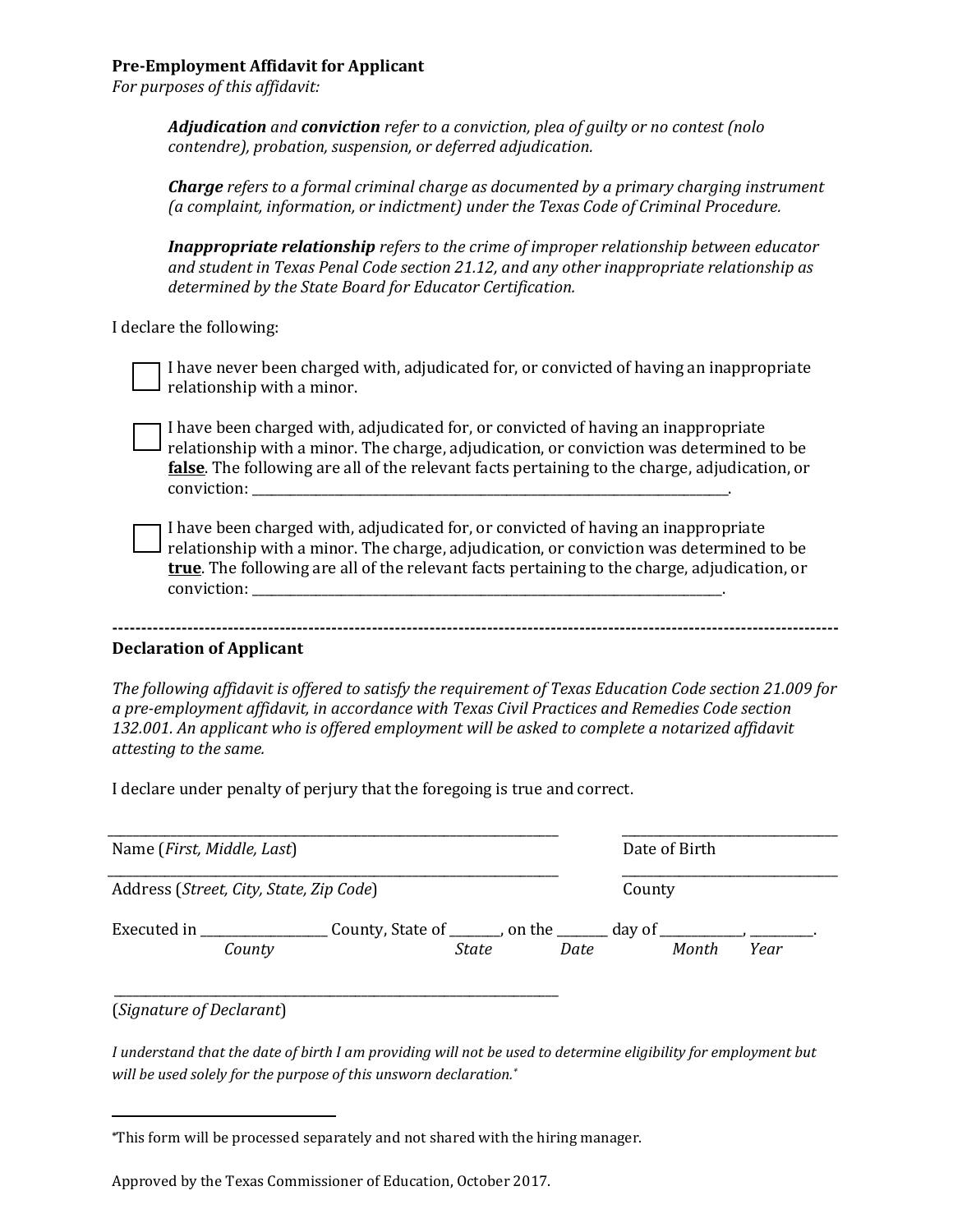**Pre-Employment Affidavit for Applicant**

*For purposes of this affidavit:*

> ***Adjudication*** *and* ***conviction*** *refer to a conviction, plea of guilty or no contest (nolo contendre), probation, suspension, or deferred adjudication.*
>
> ***Charge*** *refers to a formal criminal charge as documented by a primary charging instrument (a complaint, information, or indictment) under the Texas Code of Criminal Procedure.*
>
> ***Inappropriate relationship*** *refers to the crime of improper relationship between educator and student in Texas Penal Code section 21.12, and any other inappropriate relationship as determined by the State Board for Educator Certification.*

I declare the following:

☐ I have never been charged with, adjudicated for, or convicted of having an inappropriate relationship with a minor.

☐ I have been charged with, adjudicated for, or convicted of having an inappropriate relationship with a minor. The charge, adjudication, or conviction was determined to be **<u>false</u>**. The following are all of the relevant facts pertaining to the charge, adjudication, or conviction: ________________________________________.

☐ I have been charged with, adjudicated for, or convicted of having an inappropriate relationship with a minor. The charge, adjudication, or conviction was determined to be **<u>true</u>**. The following are all of the relevant facts pertaining to the charge, adjudication, or conviction: ________________________________________.

---

**Declaration of Applicant**

*The following affidavit is offered to satisfy the requirement of Texas Education Code section 21.009 for a pre-employment affidavit, in accordance with Texas Civil Practices and Remedies Code section 132.001. An applicant who is offered employment will be asked to complete a notarized affidavit attesting to the same.*

I declare under penalty of perjury that the foregoing is true and correct.

________________________________________ ____________________

Name (*First, Middle, Last*) Date of Birth

________________________________________ ____________________

Address (*Street, City, State, Zip Code*) County

Executed in ______________ County, State of _______, on the _______ day of ___________, _________.
*County* *State* *Date* *Month* *Year*

________________________________________

(*Signature of Declarant*)

*I understand that the date of birth I am providing will not be used to determine eligibility for employment but will be used solely for the purpose of this unsworn declaration.[*]*

---

[*]This form will be processed separately and not shared with the hiring manager.

Approved by the Texas Commissioner of Education, October 2017.